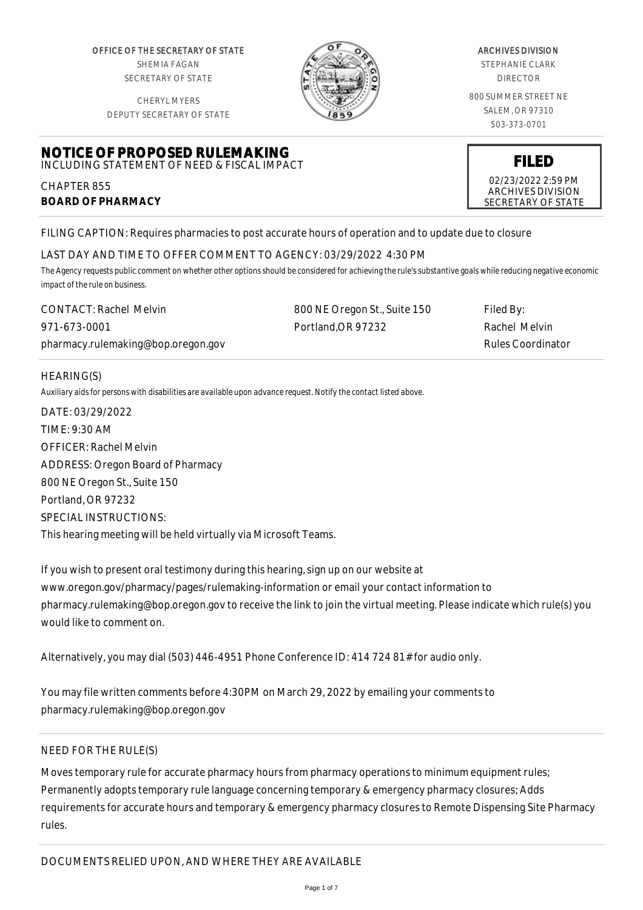OFFICE OF THE SECRETARY OF STATE
SHEMIA FAGAN
SECRETARY OF STATE

CHERYL MYERS
DEPUTY SECRETARY OF STATE

ARCHIVES DIVISION
STEPHANIE CLARK
DIRECTOR

800 SUMMER STREET NE
SALEM, OR 97310
503-373-0701

# NOTICE OF PROPOSED RULEMAKING

INCLUDING STATEMENT OF NEED & FISCAL IMPACT

CHAPTER 855
**BOARD OF PHARMACY**

**FILED**
02/23/2022 2:59 PM
ARCHIVES DIVISION
SECRETARY OF STATE

FILING CAPTION: Requires pharmacies to post accurate hours of operation and to update due to closure

LAST DAY AND TIME TO OFFER COMMENT TO AGENCY: 03/29/2022 4:30 PM

*The Agency requests public comment on whether other options should be considered for achieving the rule's substantive goals while reducing negative economic impact of the rule on business.*

CONTACT: Rachel Melvin
971-673-0001
pharmacy.rulemaking@bop.oregon.gov

800 NE Oregon St., Suite 150
Portland,OR 97232

Filed By:
Rachel Melvin
Rules Coordinator

HEARING(S)

*Auxiliary aids for persons with disabilities are available upon advance request. Notify the contact listed above.*

DATE: 03/29/2022
TIME: 9:30 AM
OFFICER: Rachel Melvin
ADDRESS: Oregon Board of Pharmacy
800 NE Oregon St., Suite 150
Portland, OR 97232
SPECIAL INSTRUCTIONS:
This hearing meeting will be held virtually via Microsoft Teams.

If you wish to present oral testimony during this hearing, sign up on our website at www.oregon.gov/pharmacy/pages/rulemaking-information or email your contact information to pharmacy.rulemaking@bop.oregon.gov to receive the link to join the virtual meeting. Please indicate which rule(s) you would like to comment on.

Alternatively, you may dial (503) 446-4951 Phone Conference ID: 414 724 81# for audio only.

You may file written comments before 4:30PM on March 29, 2022 by emailing your comments to pharmacy.rulemaking@bop.oregon.gov

NEED FOR THE RULE(S)

Moves temporary rule for accurate pharmacy hours from pharmacy operations to minimum equipment rules; Permanently adopts temporary rule language concerning temporary & emergency pharmacy closures; Adds requirements for accurate hours and temporary & emergency pharmacy closures to Remote Dispensing Site Pharmacy rules.

DOCUMENTS RELIED UPON, AND WHERE THEY ARE AVAILABLE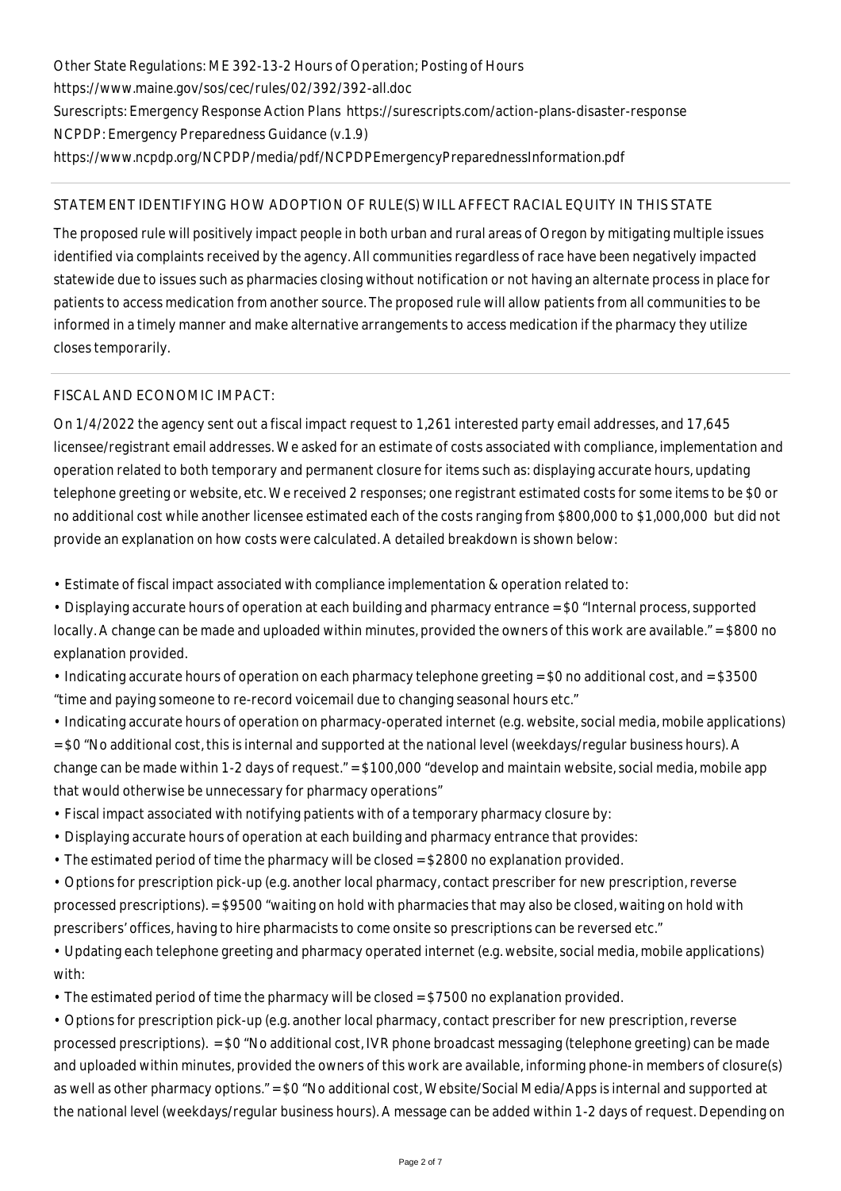Other State Regulations: ME 392-13-2 Hours of Operation; Posting of Hours
https://www.maine.gov/sos/cec/rules/02/392/392-all.doc
Surescripts: Emergency Response Action Plans https://surescripts.com/action-plans-disaster-response
NCPDP: Emergency Preparedness Guidance (v.1.9)
https://www.ncpdp.org/NCPDP/media/pdf/NCPDPEmergencyPreparednessInformation.pdf

## STATEMENT IDENTIFYING HOW ADOPTION OF RULE(S) WILL AFFECT RACIAL EQUITY IN THIS STATE

The proposed rule will positively impact people in both urban and rural areas of Oregon by mitigating multiple issues identified via complaints received by the agency. All communities regardless of race have been negatively impacted statewide due to issues such as pharmacies closing without notification or not having an alternate process in place for patients to access medication from another source. The proposed rule will allow patients from all communities to be informed in a timely manner and make alternative arrangements to access medication if the pharmacy they utilize closes temporarily.

## FISCAL AND ECONOMIC IMPACT:

On 1/4/2022 the agency sent out a fiscal impact request to 1,261 interested party email addresses, and 17,645 licensee/registrant email addresses. We asked for an estimate of costs associated with compliance, implementation and operation related to both temporary and permanent closure for items such as: displaying accurate hours, updating telephone greeting or website, etc. We received 2 responses; one registrant estimated costs for some items to be $0 or no additional cost while another licensee estimated each of the costs ranging from $800,000 to $1,000,000 but did not provide an explanation on how costs were calculated. A detailed breakdown is shown below:

- Estimate of fiscal impact associated with compliance implementation & operation related to:
- Displaying accurate hours of operation at each building and pharmacy entrance = $0 "Internal process, supported locally. A change can be made and uploaded within minutes, provided the owners of this work are available." = $800 no explanation provided.
- Indicating accurate hours of operation on each pharmacy telephone greeting = $0 no additional cost, and = $3500 "time and paying someone to re-record voicemail due to changing seasonal hours etc."
- Indicating accurate hours of operation on pharmacy-operated internet (e.g. website, social media, mobile applications) = $0 "No additional cost, this is internal and supported at the national level (weekdays/regular business hours). A change can be made within 1-2 days of request." = $100,000 "develop and maintain website, social media, mobile app that would otherwise be unnecessary for pharmacy operations"
- Fiscal impact associated with notifying patients with of a temporary pharmacy closure by:
- Displaying accurate hours of operation at each building and pharmacy entrance that provides:
- The estimated period of time the pharmacy will be closed = $2800 no explanation provided.
- Options for prescription pick-up (e.g. another local pharmacy, contact prescriber for new prescription, reverse processed prescriptions). = $9500 "waiting on hold with pharmacies that may also be closed, waiting on hold with prescribers' offices, having to hire pharmacists to come onsite so prescriptions can be reversed etc."
- Updating each telephone greeting and pharmacy operated internet (e.g. website, social media, mobile applications) with:
- The estimated period of time the pharmacy will be closed = $7500 no explanation provided.
- Options for prescription pick-up (e.g. another local pharmacy, contact prescriber for new prescription, reverse processed prescriptions). = $0 "No additional cost, IVR phone broadcast messaging (telephone greeting) can be made and uploaded within minutes, provided the owners of this work are available, informing phone-in members of closure(s) as well as other pharmacy options." = $0 "No additional cost, Website/Social Media/Apps is internal and supported at the national level (weekdays/regular business hours). A message can be added within 1-2 days of request. Depending on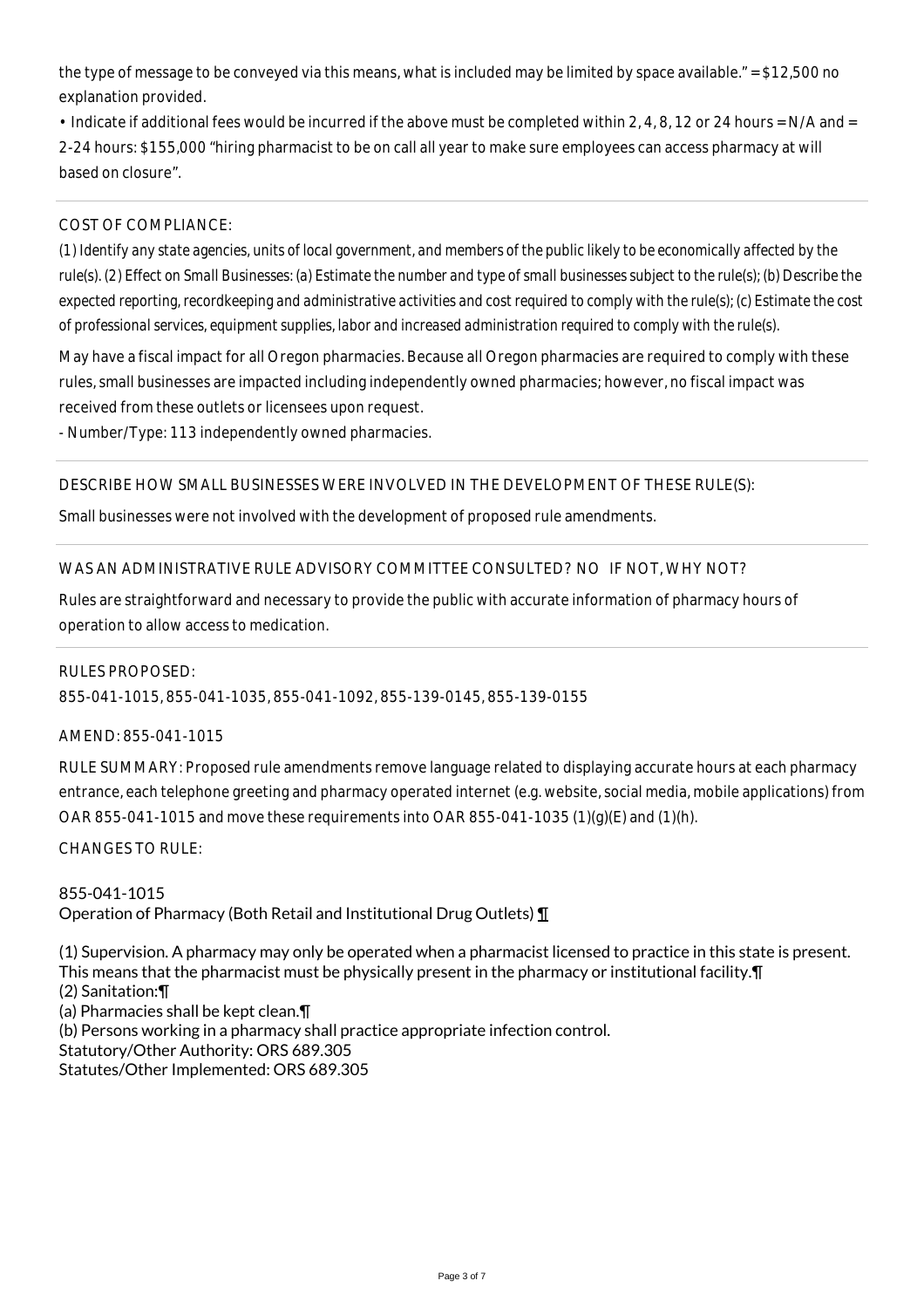the type of message to be conveyed via this means, what is included may be limited by space available." = $12,500 no explanation provided.

• Indicate if additional fees would be incurred if the above must be completed within 2, 4, 8, 12 or 24 hours = N/A and = 2-24 hours: $155,000 "hiring pharmacist to be on call all year to make sure employees can access pharmacy at will based on closure".

COST OF COMPLIANCE:

*(1) Identify any state agencies, units of local government, and members of the public likely to be economically affected by the rule(s). (2) Effect on Small Businesses: (a) Estimate the number and type of small businesses subject to the rule(s); (b) Describe the expected reporting, recordkeeping and administrative activities and cost required to comply with the rule(s); (c) Estimate the cost of professional services, equipment supplies, labor and increased administration required to comply with the rule(s).*

May have a fiscal impact for all Oregon pharmacies. Because all Oregon pharmacies are required to comply with these rules, small businesses are impacted including independently owned pharmacies; however, no fiscal impact was received from these outlets or licensees upon request.

- Number/Type: 113 independently owned pharmacies.

DESCRIBE HOW SMALL BUSINESSES WERE INVOLVED IN THE DEVELOPMENT OF THESE RULE(S):

Small businesses were not involved with the development of proposed rule amendments.

WAS AN ADMINISTRATIVE RULE ADVISORY COMMITTEE CONSULTED? NO IF NOT, WHY NOT?

Rules are straightforward and necessary to provide the public with accurate information of pharmacy hours of operation to allow access to medication.

RULES PROPOSED:

855-041-1015, 855-041-1035, 855-041-1092, 855-139-0145, 855-139-0155

AMEND: 855-041-1015

RULE SUMMARY: Proposed rule amendments remove language related to displaying accurate hours at each pharmacy entrance, each telephone greeting and pharmacy operated internet (e.g. website, social media, mobile applications) from OAR 855-041-1015 and move these requirements into OAR 855-041-1035 (1)(g)(E) and (1)(h).

CHANGES TO RULE:

855-041-1015
Operation of Pharmacy (Both Retail and Institutional Drug Outlets) ¶

(1) Supervision. A pharmacy may only be operated when a pharmacist licensed to practice in this state is present. This means that the pharmacist must be physically present in the pharmacy or institutional facility.¶
(2) Sanitation:¶
(a) Pharmacies shall be kept clean.¶
(b) Persons working in a pharmacy shall practice appropriate infection control.
Statutory/Other Authority: ORS 689.305
Statutes/Other Implemented: ORS 689.305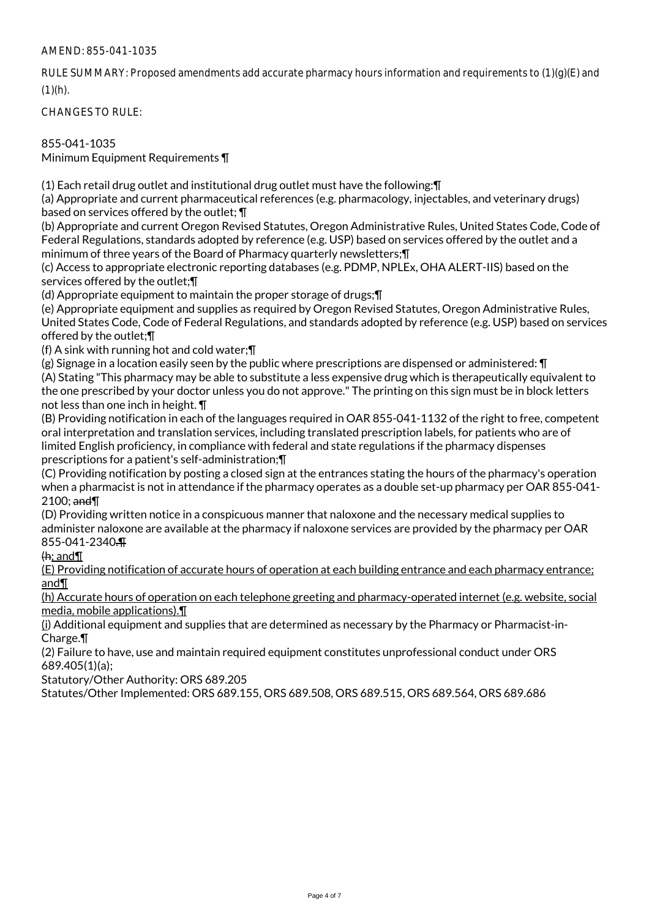AMEND: 855-041-1035

RULE SUMMARY: Proposed amendments add accurate pharmacy hours information and requirements to (1)(g)(E) and (1)(h).

CHANGES TO RULE:

855-041-1035
Minimum Equipment Requirements ¶

(1) Each retail drug outlet and institutional drug outlet must have the following:¶
(a) Appropriate and current pharmaceutical references (e.g. pharmacology, injectables, and veterinary drugs) based on services offered by the outlet; ¶
(b) Appropriate and current Oregon Revised Statutes, Oregon Administrative Rules, United States Code, Code of Federal Regulations, standards adopted by reference (e.g. USP) based on services offered by the outlet and a minimum of three years of the Board of Pharmacy quarterly newsletters;¶
(c) Access to appropriate electronic reporting databases (e.g. PDMP, NPLEx, OHA ALERT-IIS) based on the services offered by the outlet;¶
(d) Appropriate equipment to maintain the proper storage of drugs;¶
(e) Appropriate equipment and supplies as required by Oregon Revised Statutes, Oregon Administrative Rules, United States Code, Code of Federal Regulations, and standards adopted by reference (e.g. USP) based on services offered by the outlet;¶
(f) A sink with running hot and cold water;¶
(g) Signage in a location easily seen by the public where prescriptions are dispensed or administered: ¶
(A) Stating "This pharmacy may be able to substitute a less expensive drug which is therapeutically equivalent to the one prescribed by your doctor unless you do not approve." The printing on this sign must be in block letters not less than one inch in height. ¶
(B) Providing notification in each of the languages required in OAR 855-041-1132 of the right to free, competent oral interpretation and translation services, including translated prescription labels, for patients who are of limited English proficiency, in compliance with federal and state regulations if the pharmacy dispenses prescriptions for a patient's self-administration;¶
(C) Providing notification by posting a closed sign at the entrances stating the hours of the pharmacy's operation when a pharmacist is not in attendance if the pharmacy operates as a double set-up pharmacy per OAR 855-041-2100; ~~and~~¶
(D) Providing written notice in a conspicuous manner that naloxone and the necessary medical supplies to administer naloxone are available at the pharmacy if naloxone services are provided by the pharmacy per OAR 855-041-2340~~.¶~~
~~(h~~; and¶
<u>(E) Providing notification of accurate hours of operation at each building entrance and each pharmacy entrance; and¶</u>
<u>(h) Accurate hours of operation on each telephone greeting and pharmacy-operated internet (e.g. website, social media, mobile applications).¶</u>
<u>(i)</u> Additional equipment and supplies that are determined as necessary by the Pharmacy or Pharmacist-in-Charge.¶
(2) Failure to have, use and maintain required equipment constitutes unprofessional conduct under ORS 689.405(1)(a);
Statutory/Other Authority: ORS 689.205
Statutes/Other Implemented: ORS 689.155, ORS 689.508, ORS 689.515, ORS 689.564, ORS 689.686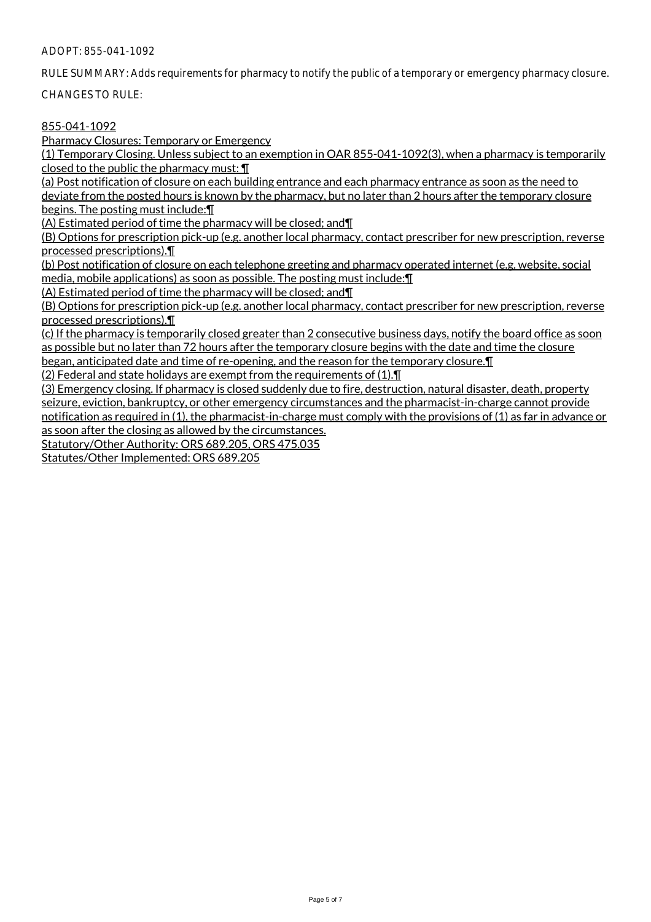ADOPT: 855-041-1092

RULE SUMMARY: Adds requirements for pharmacy to notify the public of a temporary or emergency pharmacy closure.

CHANGES TO RULE:

855-041-1092

Pharmacy Closures: Temporary or Emergency

(1) Temporary Closing. Unless subject to an exemption in OAR 855-041-1092(3), when a pharmacy is temporarily closed to the public the pharmacy must: ¶

(a) Post notification of closure on each building entrance and each pharmacy entrance as soon as the need to deviate from the posted hours is known by the pharmacy, but no later than 2 hours after the temporary closure begins. The posting must include:¶

(A) Estimated period of time the pharmacy will be closed; and¶

(B) Options for prescription pick-up (e.g. another local pharmacy, contact prescriber for new prescription, reverse processed prescriptions).¶

(b) Post notification of closure on each telephone greeting and pharmacy operated internet (e.g. website, social media, mobile applications) as soon as possible. The posting must include:¶

(A) Estimated period of time the pharmacy will be closed; and¶

(B) Options for prescription pick-up (e.g. another local pharmacy, contact prescriber for new prescription, reverse processed prescriptions).¶

(c) If the pharmacy is temporarily closed greater than 2 consecutive business days, notify the board office as soon as possible but no later than 72 hours after the temporary closure begins with the date and time the closure began, anticipated date and time of re-opening, and the reason for the temporary closure.¶

(2) Federal and state holidays are exempt from the requirements of (1).¶

(3) Emergency closing. If pharmacy is closed suddenly due to fire, destruction, natural disaster, death, property seizure, eviction, bankruptcy, or other emergency circumstances and the pharmacist-in-charge cannot provide notification as required in (1), the pharmacist-in-charge must comply with the provisions of (1) as far in advance or as soon after the closing as allowed by the circumstances.

Statutory/Other Authority: ORS 689.205, ORS 475.035

Statutes/Other Implemented: ORS 689.205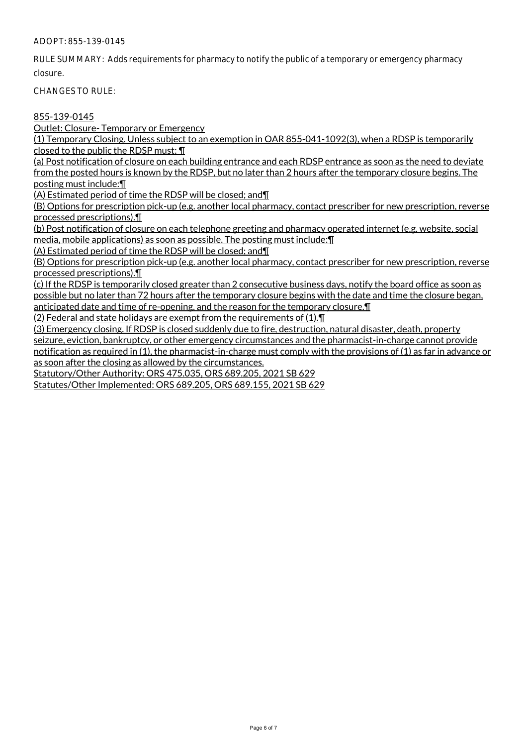ADOPT: 855-139-0145

RULE SUMMARY: Adds requirements for pharmacy to notify the public of a temporary or emergency pharmacy closure.

CHANGES TO RULE:

855-139-0145

Outlet: Closure- Temporary or Emergency

(1) Temporary Closing. Unless subject to an exemption in OAR 855-041-1092(3), when a RDSP is temporarily closed to the public the RDSP must: ¶

(a) Post notification of closure on each building entrance and each RDSP entrance as soon as the need to deviate from the posted hours is known by the RDSP, but no later than 2 hours after the temporary closure begins. The posting must include:¶

(A) Estimated period of time the RDSP will be closed; and¶

(B) Options for prescription pick-up (e.g. another local pharmacy, contact prescriber for new prescription, reverse processed prescriptions).¶

(b) Post notification of closure on each telephone greeting and pharmacy operated internet (e.g. website, social media, mobile applications) as soon as possible. The posting must include:¶

(A) Estimated period of time the RDSP will be closed; and¶

(B) Options for prescription pick-up (e.g. another local pharmacy, contact prescriber for new prescription, reverse processed prescriptions).¶

(c) If the RDSP is temporarily closed greater than 2 consecutive business days, notify the board office as soon as possible but no later than 72 hours after the temporary closure begins with the date and time the closure began, anticipated date and time of re-opening, and the reason for the temporary closure.¶

(2) Federal and state holidays are exempt from the requirements of (1).¶

(3) Emergency closing. If RDSP is closed suddenly due to fire, destruction, natural disaster, death, property seizure, eviction, bankruptcy, or other emergency circumstances and the pharmacist-in-charge cannot provide notification as required in (1), the pharmacist-in-charge must comply with the provisions of (1) as far in advance or as soon after the closing as allowed by the circumstances.

Statutory/Other Authority: ORS 475.035, ORS 689.205, 2021 SB 629

Statutes/Other Implemented: ORS 689.205, ORS 689.155, 2021 SB 629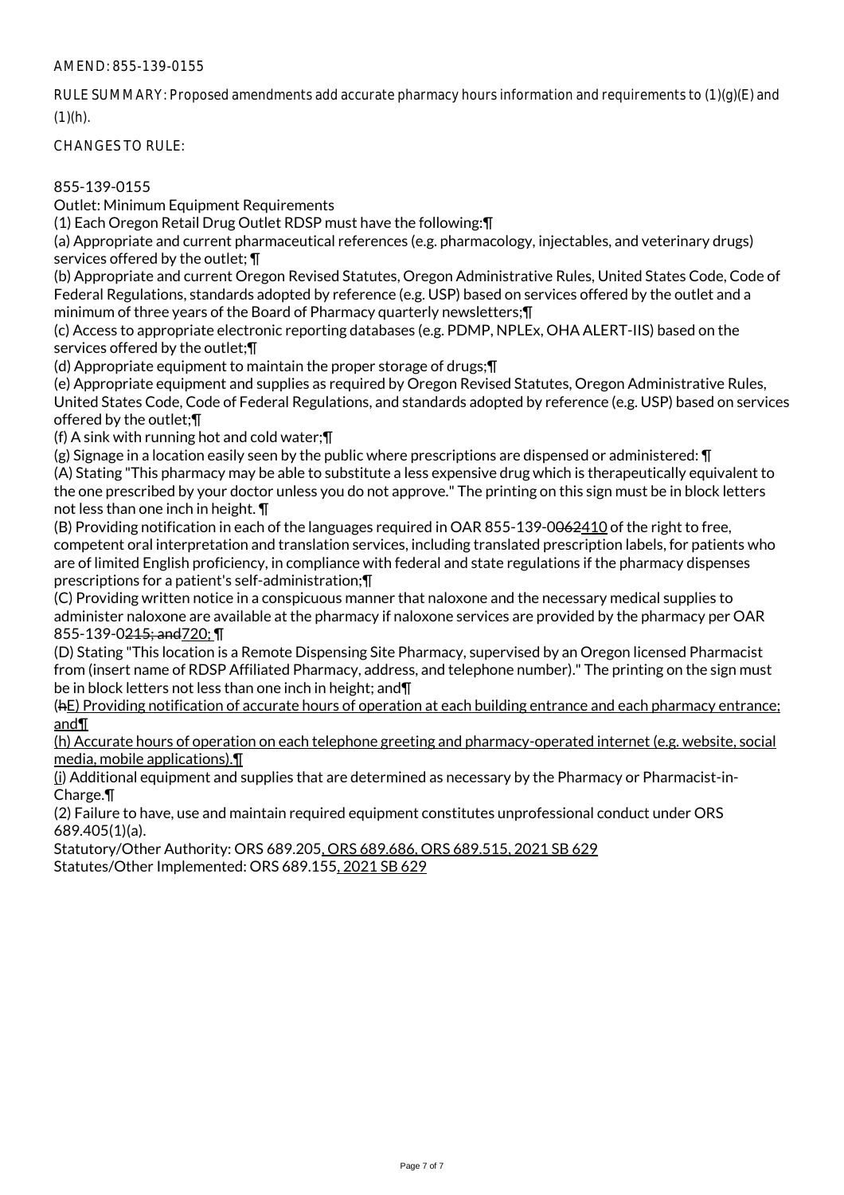AMEND: 855-139-0155

RULE SUMMARY: Proposed amendments add accurate pharmacy hours information and requirements to (1)(g)(E) and (1)(h).

CHANGES TO RULE:

855-139-0155
Outlet: Minimum Equipment Requirements
(1) Each Oregon Retail Drug Outlet RDSP must have the following:¶
(a) Appropriate and current pharmaceutical references (e.g. pharmacology, injectables, and veterinary drugs) services offered by the outlet; ¶
(b) Appropriate and current Oregon Revised Statutes, Oregon Administrative Rules, United States Code, Code of Federal Regulations, standards adopted by reference (e.g. USP) based on services offered by the outlet and a minimum of three years of the Board of Pharmacy quarterly newsletters;¶
(c) Access to appropriate electronic reporting databases (e.g. PDMP, NPLEx, OHA ALERT-IIS) based on the services offered by the outlet;¶
(d) Appropriate equipment to maintain the proper storage of drugs;¶
(e) Appropriate equipment and supplies as required by Oregon Revised Statutes, Oregon Administrative Rules, United States Code, Code of Federal Regulations, and standards adopted by reference (e.g. USP) based on services offered by the outlet;¶
(f) A sink with running hot and cold water;¶
(g) Signage in a location easily seen by the public where prescriptions are dispensed or administered: ¶
(A) Stating "This pharmacy may be able to substitute a less expensive drug which is therapeutically equivalent to the one prescribed by your doctor unless you do not approve." The printing on this sign must be in block letters not less than one inch in height. ¶
(B) Providing notification in each of the languages required in OAR 855-139-0062410 of the right to free, competent oral interpretation and translation services, including translated prescription labels, for patients who are of limited English proficiency, in compliance with federal and state regulations if the pharmacy dispenses prescriptions for a patient's self-administration;¶
(C) Providing written notice in a conspicuous manner that naloxone and the necessary medical supplies to administer naloxone are available at the pharmacy if naloxone services are provided by the pharmacy per OAR 855-139-0215; and720; ¶
(D) Stating "This location is a Remote Dispensing Site Pharmacy, supervised by an Oregon licensed Pharmacist from (insert name of RDSP Affiliated Pharmacy, address, and telephone number)." The printing on the sign must be in block letters not less than one inch in height; and¶
(hE) Providing notification of accurate hours of operation at each building entrance and each pharmacy entrance; and¶
(h) Accurate hours of operation on each telephone greeting and pharmacy-operated internet (e.g. website, social media, mobile applications).¶
(i) Additional equipment and supplies that are determined as necessary by the Pharmacy or Pharmacist-in-Charge.¶
(2) Failure to have, use and maintain required equipment constitutes unprofessional conduct under ORS 689.405(1)(a).
Statutory/Other Authority: ORS 689.205, ORS 689.686, ORS 689.515, 2021 SB 629
Statutes/Other Implemented: ORS 689.155, 2021 SB 629